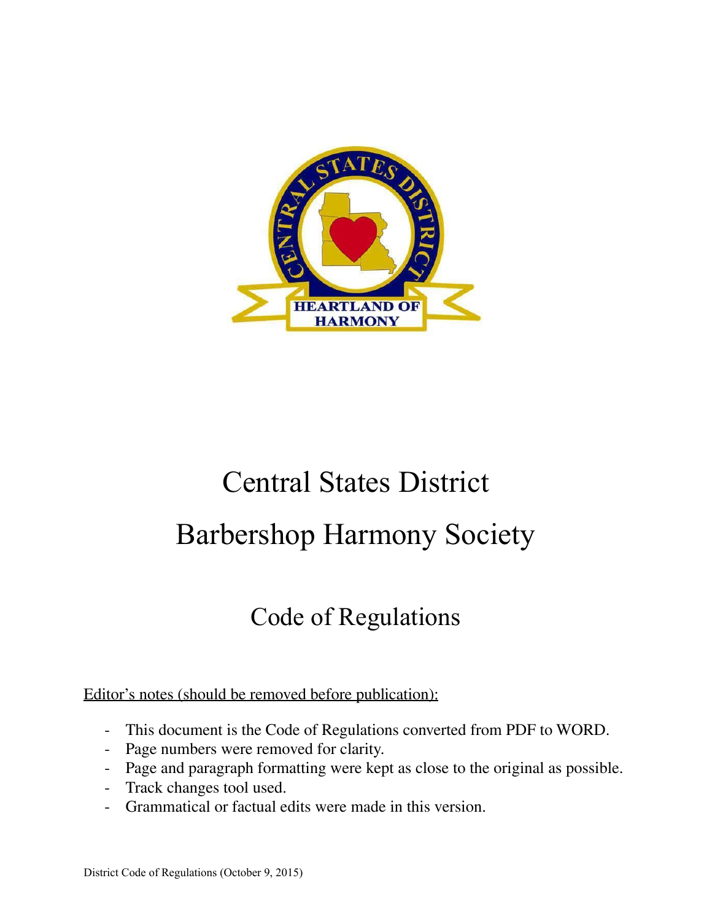# Central States District

# Barbershop Harmony Society

## Code of Regulations

Editor's notes (should be removed before publication):

- This document is the Code of Regulations converted from PDF to WORD.
- Page numbers were removed for clarity.
- Page and paragraph formatting were kept as close to the original as possible.
- Track changes tool used.
- Grammatical or factual edits were made in this version.

District Code of Regulations (October 9, 2015)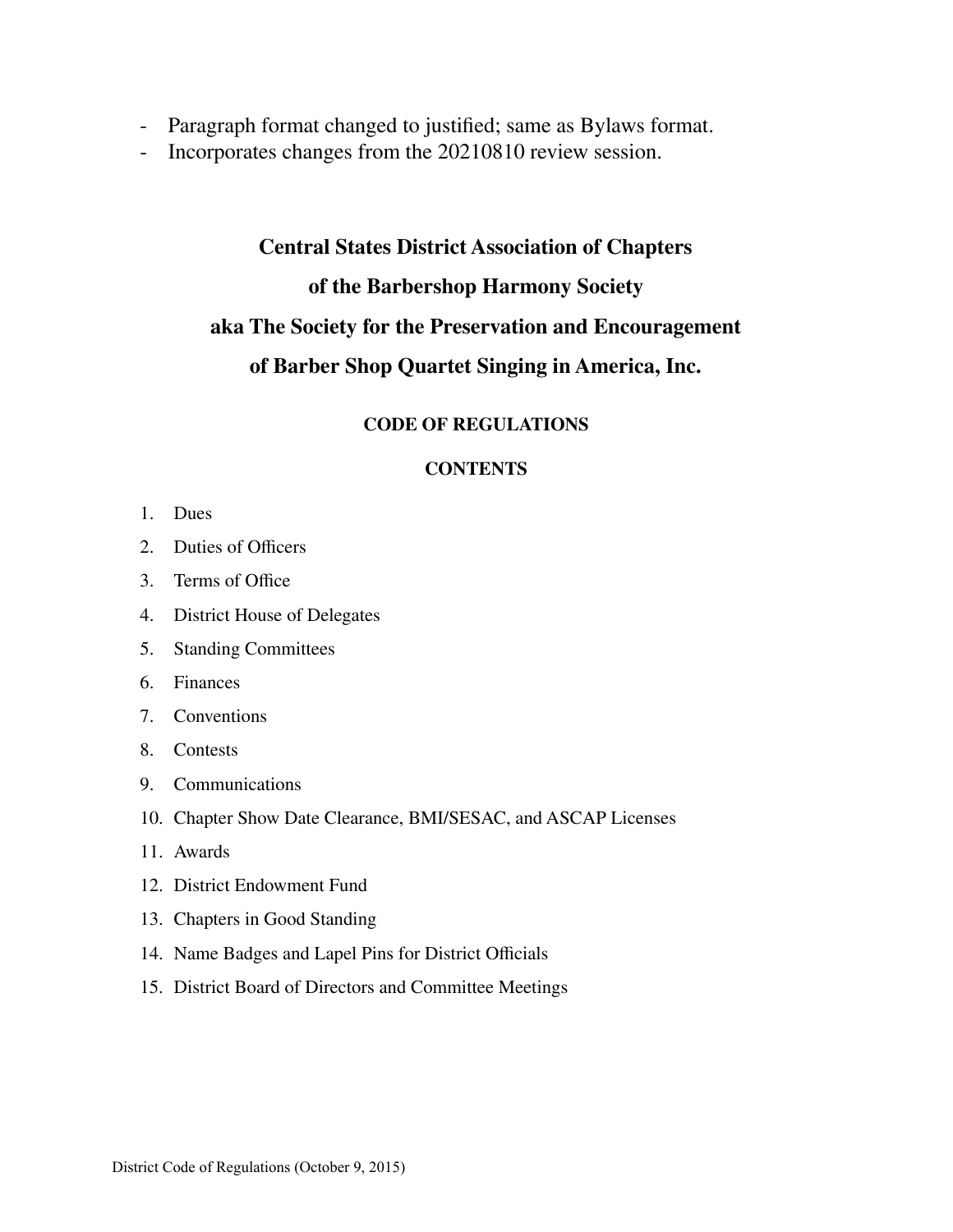- Paragraph format changed to justified; same as Bylaws format.
- Incorporates changes from the 20210810 review session.

# Central States District Association of Chapters of the Barbershop Harmony Society aka The Society for the Preservation and Encouragement of Barber Shop Quartet Singing in America, Inc.

## CODE OF REGULATIONS

### CONTENTS

1. Dues
2. Duties of Officers
3. Terms of Office
4. District House of Delegates
5. Standing Committees
6. Finances
7. Conventions
8. Contests
9. Communications
10. Chapter Show Date Clearance, BMI/SESAC, and ASCAP Licenses
11. Awards
12. District Endowment Fund
13. Chapters in Good Standing
14. Name Badges and Lapel Pins for District Officials
15. District Board of Directors and Committee Meetings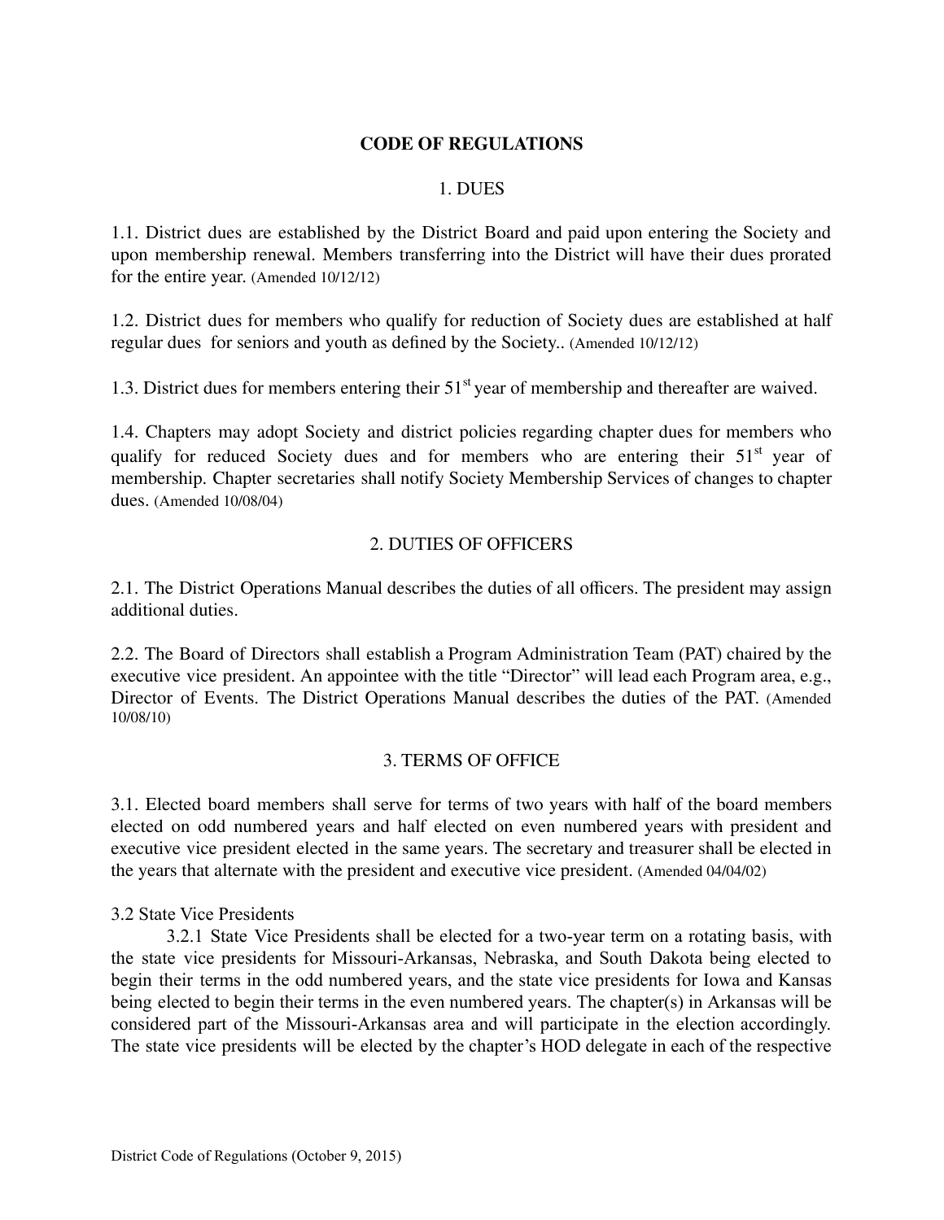# CODE OF REGULATIONS

## 1. DUES

1.1. District dues are established by the District Board and paid upon entering the Society and upon membership renewal. Members transferring into the District will have their dues prorated for the entire year. (Amended 10/12/12)

1.2. District dues for members who qualify for reduction of Society dues are established at half regular dues for seniors and youth as defined by the Society.. (Amended 10/12/12)

1.3. District dues for members entering their 51st year of membership and thereafter are waived.

1.4. Chapters may adopt Society and district policies regarding chapter dues for members who qualify for reduced Society dues and for members who are entering their 51st year of membership. Chapter secretaries shall notify Society Membership Services of changes to chapter dues. (Amended 10/08/04)

## 2. DUTIES OF OFFICERS

2.1. The District Operations Manual describes the duties of all officers. The president may assign additional duties.

2.2. The Board of Directors shall establish a Program Administration Team (PAT) chaired by the executive vice president. An appointee with the title "Director" will lead each Program area, e.g., Director of Events. The District Operations Manual describes the duties of the PAT. (Amended 10/08/10)

## 3. TERMS OF OFFICE

3.1. Elected board members shall serve for terms of two years with half of the board members elected on odd numbered years and half elected on even numbered years with president and executive vice president elected in the same years. The secretary and treasurer shall be elected in the years that alternate with the president and executive vice president. (Amended 04/04/02)

3.2 State Vice Presidents

3.2.1 State Vice Presidents shall be elected for a two-year term on a rotating basis, with the state vice presidents for Missouri-Arkansas, Nebraska, and South Dakota being elected to begin their terms in the odd numbered years, and the state vice presidents for Iowa and Kansas being elected to begin their terms in the even numbered years. The chapter(s) in Arkansas will be considered part of the Missouri-Arkansas area and will participate in the election accordingly. The state vice presidents will be elected by the chapter's HOD delegate in each of the respective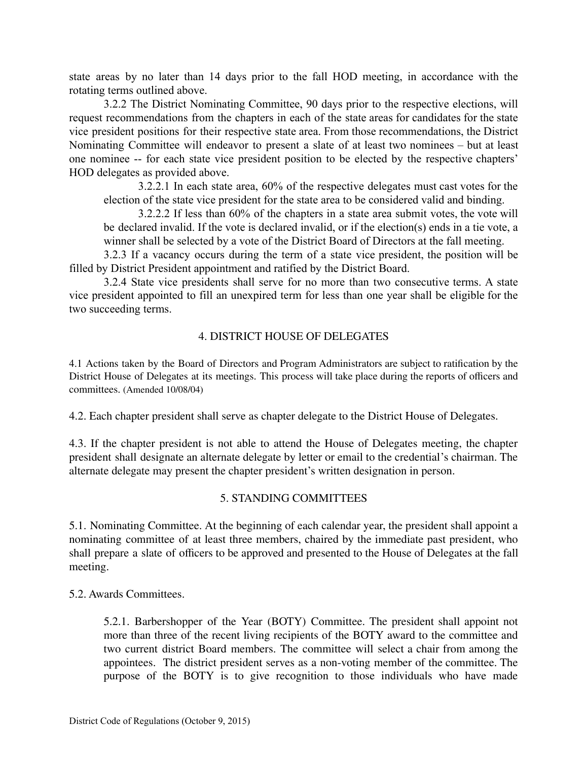state areas by no later than 14 days prior to the fall HOD meeting, in accordance with the rotating terms outlined above.

3.2.2 The District Nominating Committee, 90 days prior to the respective elections, will request recommendations from the chapters in each of the state areas for candidates for the state vice president positions for their respective state area. From those recommendations, the District Nominating Committee will endeavor to present a slate of at least two nominees – but at least one nominee -- for each state vice president position to be elected by the respective chapters' HOD delegates as provided above.

3.2.2.1 In each state area, 60% of the respective delegates must cast votes for the election of the state vice president for the state area to be considered valid and binding.

3.2.2.2 If less than 60% of the chapters in a state area submit votes, the vote will be declared invalid. If the vote is declared invalid, or if the election(s) ends in a tie vote, a winner shall be selected by a vote of the District Board of Directors at the fall meeting.

3.2.3 If a vacancy occurs during the term of a state vice president, the position will be filled by District President appointment and ratified by the District Board.

3.2.4 State vice presidents shall serve for no more than two consecutive terms. A state vice president appointed to fill an unexpired term for less than one year shall be eligible for the two succeeding terms.

## 4. DISTRICT HOUSE OF DELEGATES

4.1 Actions taken by the Board of Directors and Program Administrators are subject to ratification by the District House of Delegates at its meetings. This process will take place during the reports of officers and committees. (Amended 10/08/04)

4.2. Each chapter president shall serve as chapter delegate to the District House of Delegates.

4.3. If the chapter president is not able to attend the House of Delegates meeting, the chapter president shall designate an alternate delegate by letter or email to the credential's chairman. The alternate delegate may present the chapter president's written designation in person.

## 5. STANDING COMMITTEES

5.1. Nominating Committee. At the beginning of each calendar year, the president shall appoint a nominating committee of at least three members, chaired by the immediate past president, who shall prepare a slate of officers to be approved and presented to the House of Delegates at the fall meeting.

5.2. Awards Committees.

5.2.1. Barbershopper of the Year (BOTY) Committee. The president shall appoint not more than three of the recent living recipients of the BOTY award to the committee and two current district Board members. The committee will select a chair from among the appointees. The district president serves as a non-voting member of the committee. The purpose of the BOTY is to give recognition to those individuals who have made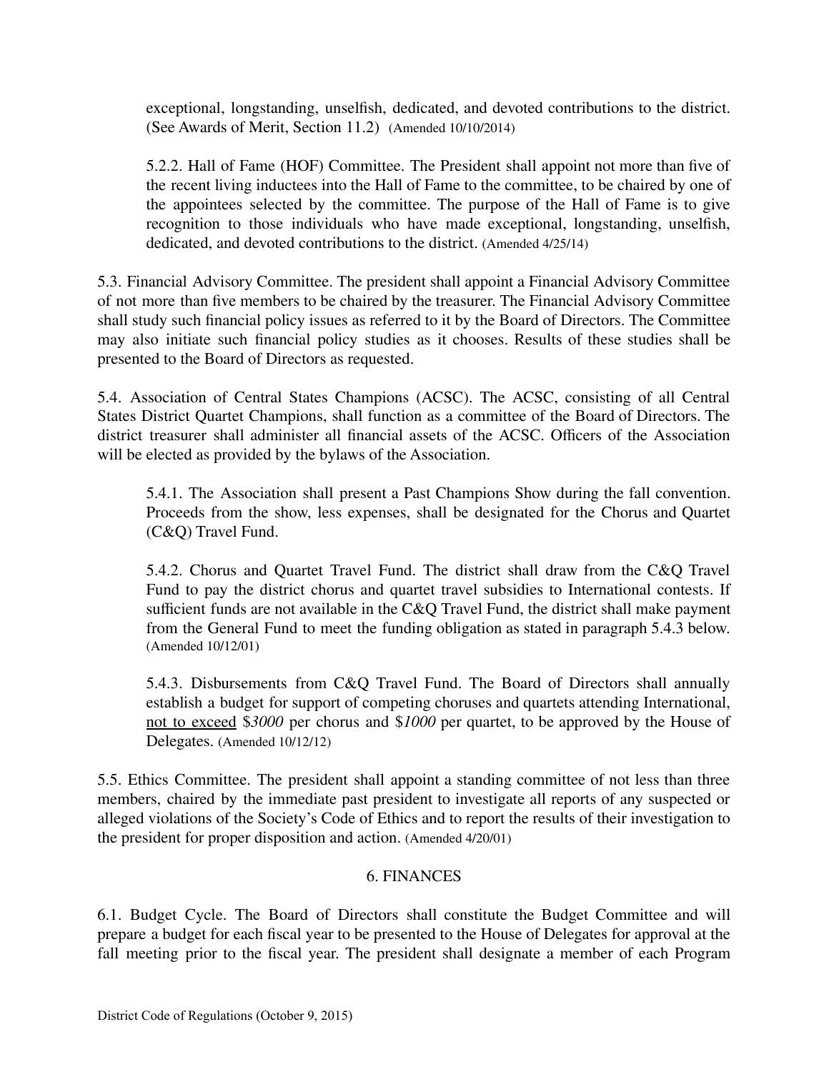exceptional, longstanding, unselfish, dedicated, and devoted contributions to the district. (See Awards of Merit, Section 11.2) (Amended 10/10/2014)

5.2.2. Hall of Fame (HOF) Committee. The President shall appoint not more than five of the recent living inductees into the Hall of Fame to the committee, to be chaired by one of the appointees selected by the committee. The purpose of the Hall of Fame is to give recognition to those individuals who have made exceptional, longstanding, unselfish, dedicated, and devoted contributions to the district. (Amended 4/25/14)

5.3. Financial Advisory Committee. The president shall appoint a Financial Advisory Committee of not more than five members to be chaired by the treasurer. The Financial Advisory Committee shall study such financial policy issues as referred to it by the Board of Directors. The Committee may also initiate such financial policy studies as it chooses. Results of these studies shall be presented to the Board of Directors as requested.

5.4. Association of Central States Champions (ACSC). The ACSC, consisting of all Central States District Quartet Champions, shall function as a committee of the Board of Directors. The district treasurer shall administer all financial assets of the ACSC. Officers of the Association will be elected as provided by the bylaws of the Association.

5.4.1. The Association shall present a Past Champions Show during the fall convention. Proceeds from the show, less expenses, shall be designated for the Chorus and Quartet (C&Q) Travel Fund.

5.4.2. Chorus and Quartet Travel Fund. The district shall draw from the C&Q Travel Fund to pay the district chorus and quartet travel subsidies to International contests. If sufficient funds are not available in the C&Q Travel Fund, the district shall make payment from the General Fund to meet the funding obligation as stated in paragraph 5.4.3 below. (Amended 10/12/01)

5.4.3. Disbursements from C&Q Travel Fund. The Board of Directors shall annually establish a budget for support of competing choruses and quartets attending International, <u>not to exceed</u> $*3000* per chorus and $*1000* per quartet, to be approved by the House of Delegates. (Amended 10/12/12)

5.5. Ethics Committee. The president shall appoint a standing committee of not less than three members, chaired by the immediate past president to investigate all reports of any suspected or alleged violations of the Society's Code of Ethics and to report the results of their investigation to the president for proper disposition and action. (Amended 4/20/01)

## 6. FINANCES

6.1. Budget Cycle. The Board of Directors shall constitute the Budget Committee and will prepare a budget for each fiscal year to be presented to the House of Delegates for approval at the fall meeting prior to the fiscal year. The president shall designate a member of each Program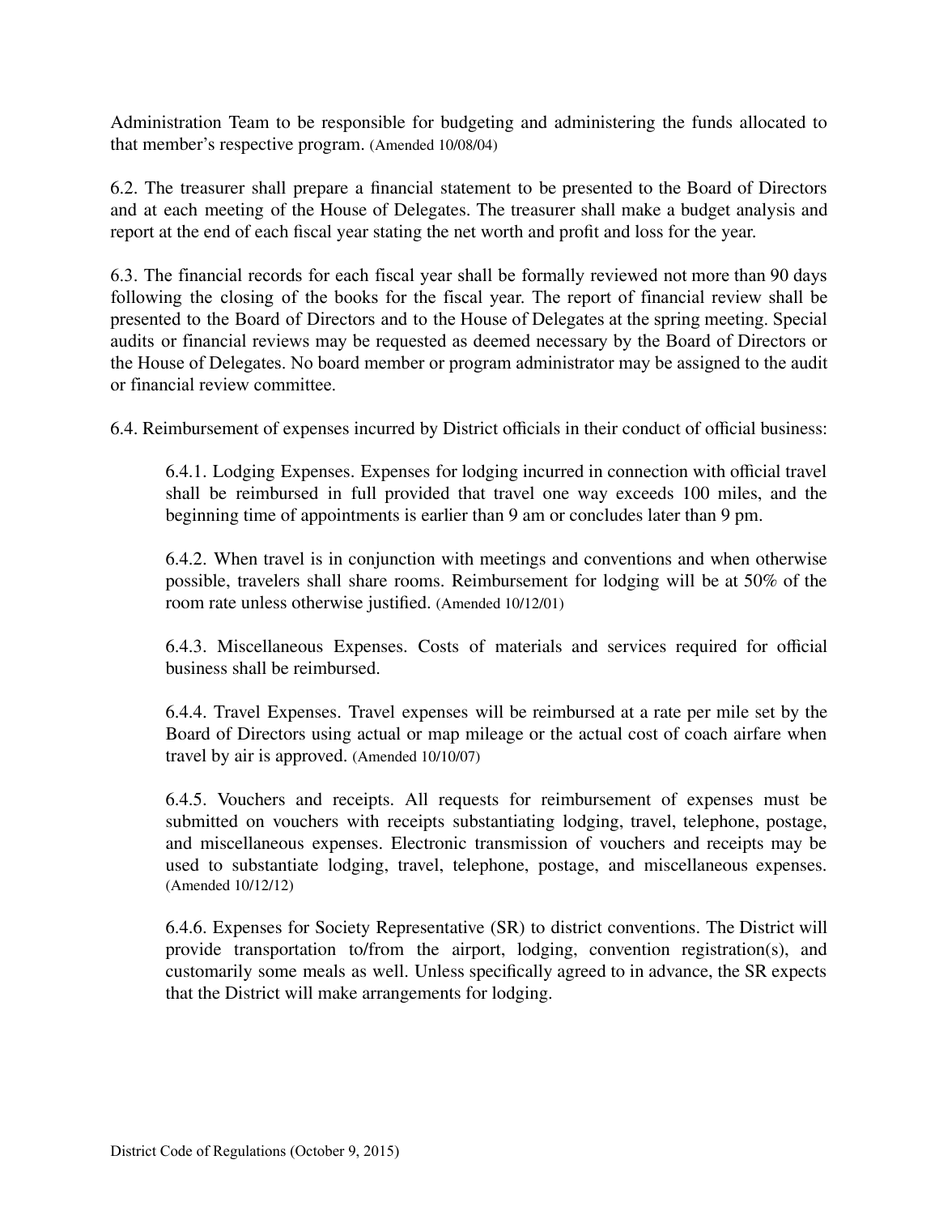Administration Team to be responsible for budgeting and administering the funds allocated to that member's respective program. (Amended 10/08/04)

6.2. The treasurer shall prepare a financial statement to be presented to the Board of Directors and at each meeting of the House of Delegates. The treasurer shall make a budget analysis and report at the end of each fiscal year stating the net worth and profit and loss for the year.

6.3. The financial records for each fiscal year shall be formally reviewed not more than 90 days following the closing of the books for the fiscal year. The report of financial review shall be presented to the Board of Directors and to the House of Delegates at the spring meeting. Special audits or financial reviews may be requested as deemed necessary by the Board of Directors or the House of Delegates. No board member or program administrator may be assigned to the audit or financial review committee.

6.4. Reimbursement of expenses incurred by District officials in their conduct of official business:

> 6.4.1. Lodging Expenses. Expenses for lodging incurred in connection with official travel shall be reimbursed in full provided that travel one way exceeds 100 miles, and the beginning time of appointments is earlier than 9 am or concludes later than 9 pm.
>
> 6.4.2. When travel is in conjunction with meetings and conventions and when otherwise possible, travelers shall share rooms. Reimbursement for lodging will be at 50% of the room rate unless otherwise justified. (Amended 10/12/01)
>
> 6.4.3. Miscellaneous Expenses. Costs of materials and services required for official business shall be reimbursed.
>
> 6.4.4. Travel Expenses. Travel expenses will be reimbursed at a rate per mile set by the Board of Directors using actual or map mileage or the actual cost of coach airfare when travel by air is approved. (Amended 10/10/07)
>
> 6.4.5. Vouchers and receipts. All requests for reimbursement of expenses must be submitted on vouchers with receipts substantiating lodging, travel, telephone, postage, and miscellaneous expenses. Electronic transmission of vouchers and receipts may be used to substantiate lodging, travel, telephone, postage, and miscellaneous expenses. (Amended 10/12/12)
>
> 6.4.6. Expenses for Society Representative (SR) to district conventions. The District will provide transportation to/from the airport, lodging, convention registration(s), and customarily some meals as well. Unless specifically agreed to in advance, the SR expects that the District will make arrangements for lodging.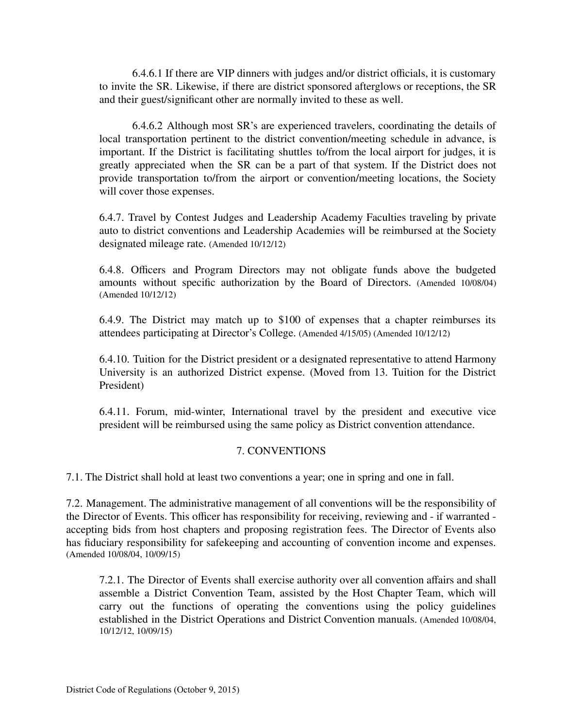6.4.6.1 If there are VIP dinners with judges and/or district officials, it is customary to invite the SR. Likewise, if there are district sponsored afterglows or receptions, the SR and their guest/significant other are normally invited to these as well.

6.4.6.2 Although most SR's are experienced travelers, coordinating the details of local transportation pertinent to the district convention/meeting schedule in advance, is important. If the District is facilitating shuttles to/from the local airport for judges, it is greatly appreciated when the SR can be a part of that system. If the District does not provide transportation to/from the airport or convention/meeting locations, the Society will cover those expenses.

6.4.7. Travel by Contest Judges and Leadership Academy Faculties traveling by private auto to district conventions and Leadership Academies will be reimbursed at the Society designated mileage rate. (Amended 10/12/12)

6.4.8. Officers and Program Directors may not obligate funds above the budgeted amounts without specific authorization by the Board of Directors. (Amended 10/08/04) (Amended 10/12/12)

6.4.9. The District may match up to $100 of expenses that a chapter reimburses its attendees participating at Director's College. (Amended 4/15/05) (Amended 10/12/12)

6.4.10. Tuition for the District president or a designated representative to attend Harmony University is an authorized District expense. (Moved from 13. Tuition for the District President)

6.4.11. Forum, mid-winter, International travel by the president and executive vice president will be reimbursed using the same policy as District convention attendance.

## 7. CONVENTIONS

7.1. The District shall hold at least two conventions a year; one in spring and one in fall.

7.2. Management. The administrative management of all conventions will be the responsibility of the Director of Events. This officer has responsibility for receiving, reviewing and - if warranted - accepting bids from host chapters and proposing registration fees. The Director of Events also has fiduciary responsibility for safekeeping and accounting of convention income and expenses. (Amended 10/08/04, 10/09/15)

7.2.1. The Director of Events shall exercise authority over all convention affairs and shall assemble a District Convention Team, assisted by the Host Chapter Team, which will carry out the functions of operating the conventions using the policy guidelines established in the District Operations and District Convention manuals. (Amended 10/08/04, 10/12/12, 10/09/15)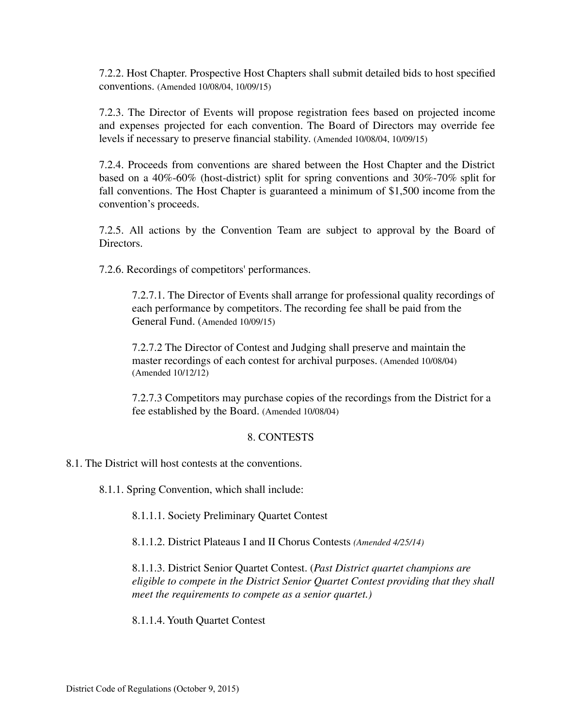7.2.2. Host Chapter. Prospective Host Chapters shall submit detailed bids to host specified conventions. (Amended 10/08/04, 10/09/15)

7.2.3. The Director of Events will propose registration fees based on projected income and expenses projected for each convention. The Board of Directors may override fee levels if necessary to preserve financial stability. (Amended 10/08/04, 10/09/15)

7.2.4. Proceeds from conventions are shared between the Host Chapter and the District based on a 40%-60% (host-district) split for spring conventions and 30%-70% split for fall conventions. The Host Chapter is guaranteed a minimum of $1,500 income from the convention's proceeds.

7.2.5. All actions by the Convention Team are subject to approval by the Board of Directors.

7.2.6. Recordings of competitors' performances.

7.2.7.1. The Director of Events shall arrange for professional quality recordings of each performance by competitors. The recording fee shall be paid from the General Fund. (Amended 10/09/15)

7.2.7.2 The Director of Contest and Judging shall preserve and maintain the master recordings of each contest for archival purposes. (Amended 10/08/04) (Amended 10/12/12)

7.2.7.3 Competitors may purchase copies of the recordings from the District for a fee established by the Board. (Amended 10/08/04)

## 8. CONTESTS

8.1. The District will host contests at the conventions.

8.1.1. Spring Convention, which shall include:

8.1.1.1. Society Preliminary Quartet Contest

8.1.1.2. District Plateaus I and II Chorus Contests *(Amended 4/25/14)*

8.1.1.3. District Senior Quartet Contest. (*Past District quartet champions are eligible to compete in the District Senior Quartet Contest providing that they shall meet the requirements to compete as a senior quartet.)*

8.1.1.4. Youth Quartet Contest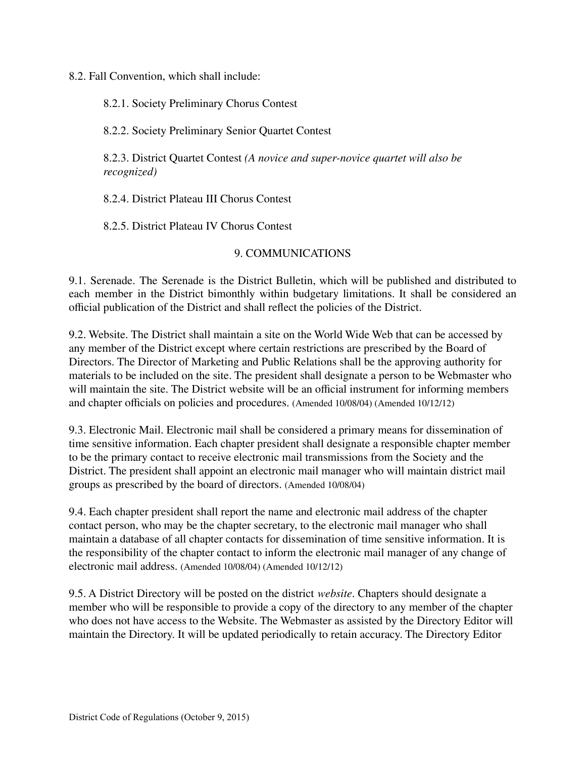8.2. Fall Convention, which shall include:

8.2.1. Society Preliminary Chorus Contest

8.2.2. Society Preliminary Senior Quartet Contest

8.2.3. District Quartet Contest *(A novice and super-novice quartet will also be recognized)*

8.2.4. District Plateau III Chorus Contest

8.2.5. District Plateau IV Chorus Contest

## 9. COMMUNICATIONS

9.1. Serenade. The Serenade is the District Bulletin, which will be published and distributed to each member in the District bimonthly within budgetary limitations. It shall be considered an official publication of the District and shall reflect the policies of the District.

9.2. Website. The District shall maintain a site on the World Wide Web that can be accessed by any member of the District except where certain restrictions are prescribed by the Board of Directors. The Director of Marketing and Public Relations shall be the approving authority for materials to be included on the site. The president shall designate a person to be Webmaster who will maintain the site. The District website will be an official instrument for informing members and chapter officials on policies and procedures. (Amended 10/08/04) (Amended 10/12/12)

9.3. Electronic Mail. Electronic mail shall be considered a primary means for dissemination of time sensitive information. Each chapter president shall designate a responsible chapter member to be the primary contact to receive electronic mail transmissions from the Society and the District. The president shall appoint an electronic mail manager who will maintain district mail groups as prescribed by the board of directors. (Amended 10/08/04)

9.4. Each chapter president shall report the name and electronic mail address of the chapter contact person, who may be the chapter secretary, to the electronic mail manager who shall maintain a database of all chapter contacts for dissemination of time sensitive information. It is the responsibility of the chapter contact to inform the electronic mail manager of any change of electronic mail address. (Amended 10/08/04) (Amended 10/12/12)

9.5. A District Directory will be posted on the district *website*. Chapters should designate a member who will be responsible to provide a copy of the directory to any member of the chapter who does not have access to the Website. The Webmaster as assisted by the Directory Editor will maintain the Directory. It will be updated periodically to retain accuracy. The Directory Editor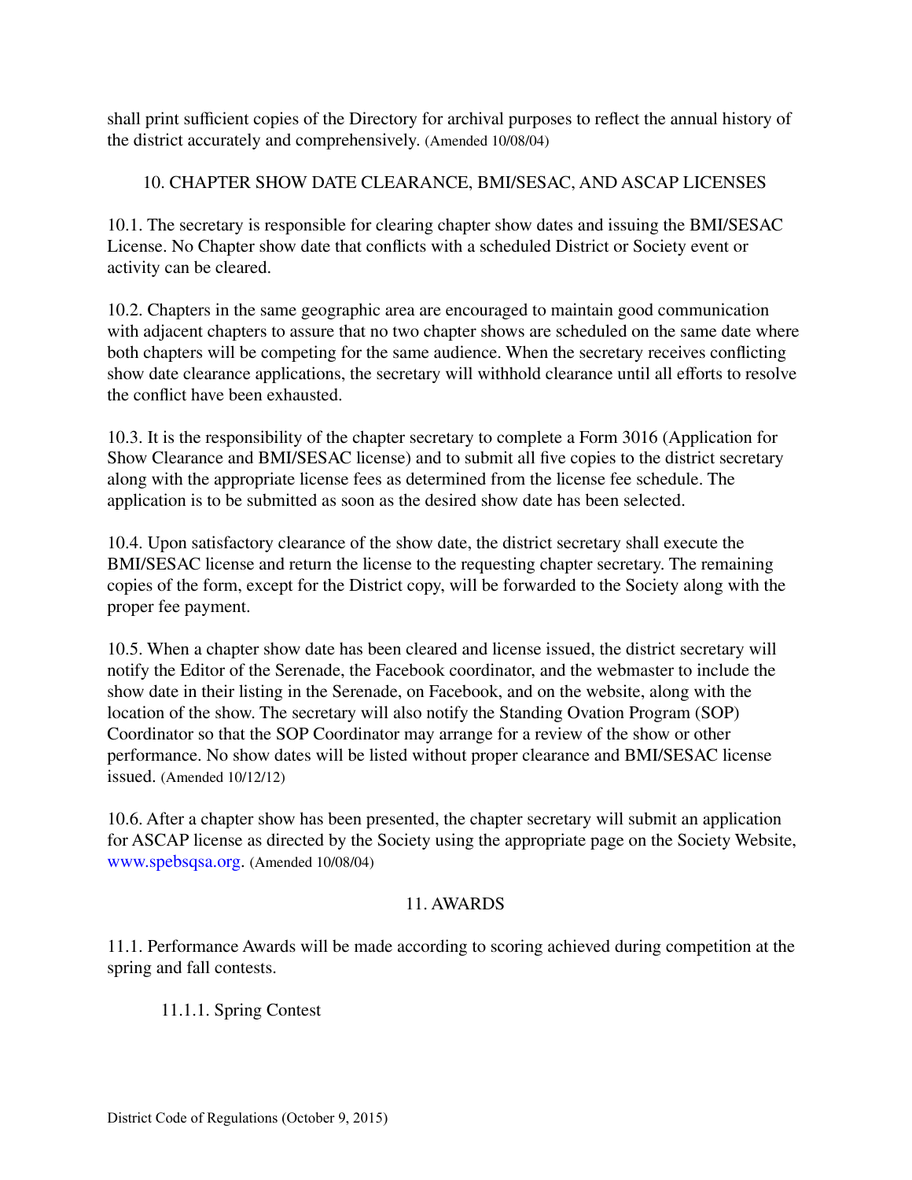shall print sufficient copies of the Directory for archival purposes to reflect the annual history of the district accurately and comprehensively. (Amended 10/08/04)

## 10. CHAPTER SHOW DATE CLEARANCE, BMI/SESAC, AND ASCAP LICENSES

10.1. The secretary is responsible for clearing chapter show dates and issuing the BMI/SESAC License. No Chapter show date that conflicts with a scheduled District or Society event or activity can be cleared.

10.2. Chapters in the same geographic area are encouraged to maintain good communication with adjacent chapters to assure that no two chapter shows are scheduled on the same date where both chapters will be competing for the same audience. When the secretary receives conflicting show date clearance applications, the secretary will withhold clearance until all efforts to resolve the conflict have been exhausted.

10.3. It is the responsibility of the chapter secretary to complete a Form 3016 (Application for Show Clearance and BMI/SESAC license) and to submit all five copies to the district secretary along with the appropriate license fees as determined from the license fee schedule. The application is to be submitted as soon as the desired show date has been selected.

10.4. Upon satisfactory clearance of the show date, the district secretary shall execute the BMI/SESAC license and return the license to the requesting chapter secretary. The remaining copies of the form, except for the District copy, will be forwarded to the Society along with the proper fee payment.

10.5. When a chapter show date has been cleared and license issued, the district secretary will notify the Editor of the Serenade, the Facebook coordinator, and the webmaster to include the show date in their listing in the Serenade, on Facebook, and on the website, along with the location of the show. The secretary will also notify the Standing Ovation Program (SOP) Coordinator so that the SOP Coordinator may arrange for a review of the show or other performance. No show dates will be listed without proper clearance and BMI/SESAC license issued. (Amended 10/12/12)

10.6. After a chapter show has been presented, the chapter secretary will submit an application for ASCAP license as directed by the Society using the appropriate page on the Society Website, www.spebsqsa.org. (Amended 10/08/04)

## 11. AWARDS

11.1. Performance Awards will be made according to scoring achieved during competition at the spring and fall contests.

11.1.1. Spring Contest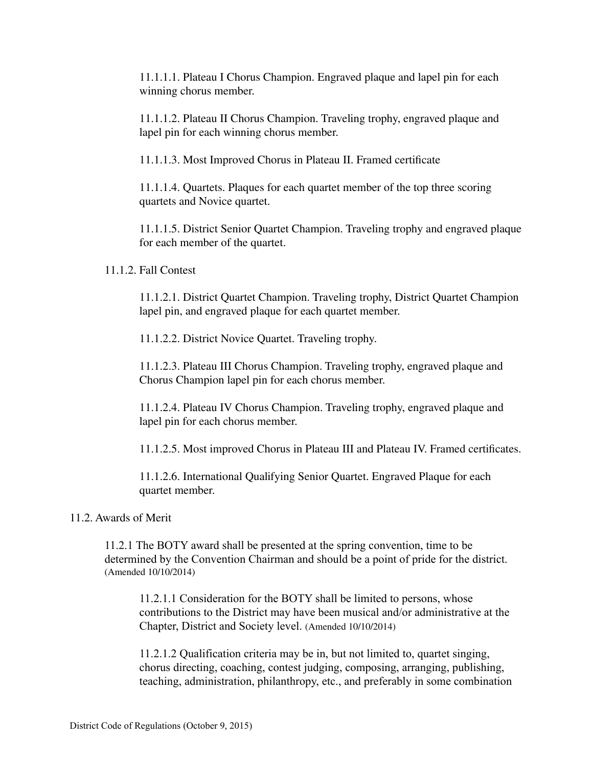11.1.1.1. Plateau I Chorus Champion. Engraved plaque and lapel pin for each winning chorus member.

11.1.1.2. Plateau II Chorus Champion. Traveling trophy, engraved plaque and lapel pin for each winning chorus member.

11.1.1.3. Most Improved Chorus in Plateau II. Framed certificate

11.1.1.4. Quartets. Plaques for each quartet member of the top three scoring quartets and Novice quartet.

11.1.1.5. District Senior Quartet Champion. Traveling trophy and engraved plaque for each member of the quartet.

11.1.2. Fall Contest

11.1.2.1. District Quartet Champion. Traveling trophy, District Quartet Champion lapel pin, and engraved plaque for each quartet member.

11.1.2.2. District Novice Quartet. Traveling trophy.

11.1.2.3. Plateau III Chorus Champion. Traveling trophy, engraved plaque and Chorus Champion lapel pin for each chorus member.

11.1.2.4. Plateau IV Chorus Champion. Traveling trophy, engraved plaque and lapel pin for each chorus member.

11.1.2.5. Most improved Chorus in Plateau III and Plateau IV. Framed certificates.

11.1.2.6. International Qualifying Senior Quartet. Engraved Plaque for each quartet member.

11.2. Awards of Merit

11.2.1 The BOTY award shall be presented at the spring convention, time to be determined by the Convention Chairman and should be a point of pride for the district. (Amended 10/10/2014)

11.2.1.1 Consideration for the BOTY shall be limited to persons, whose contributions to the District may have been musical and/or administrative at the Chapter, District and Society level. (Amended 10/10/2014)

11.2.1.2 Qualification criteria may be in, but not limited to, quartet singing, chorus directing, coaching, contest judging, composing, arranging, publishing, teaching, administration, philanthropy, etc., and preferably in some combination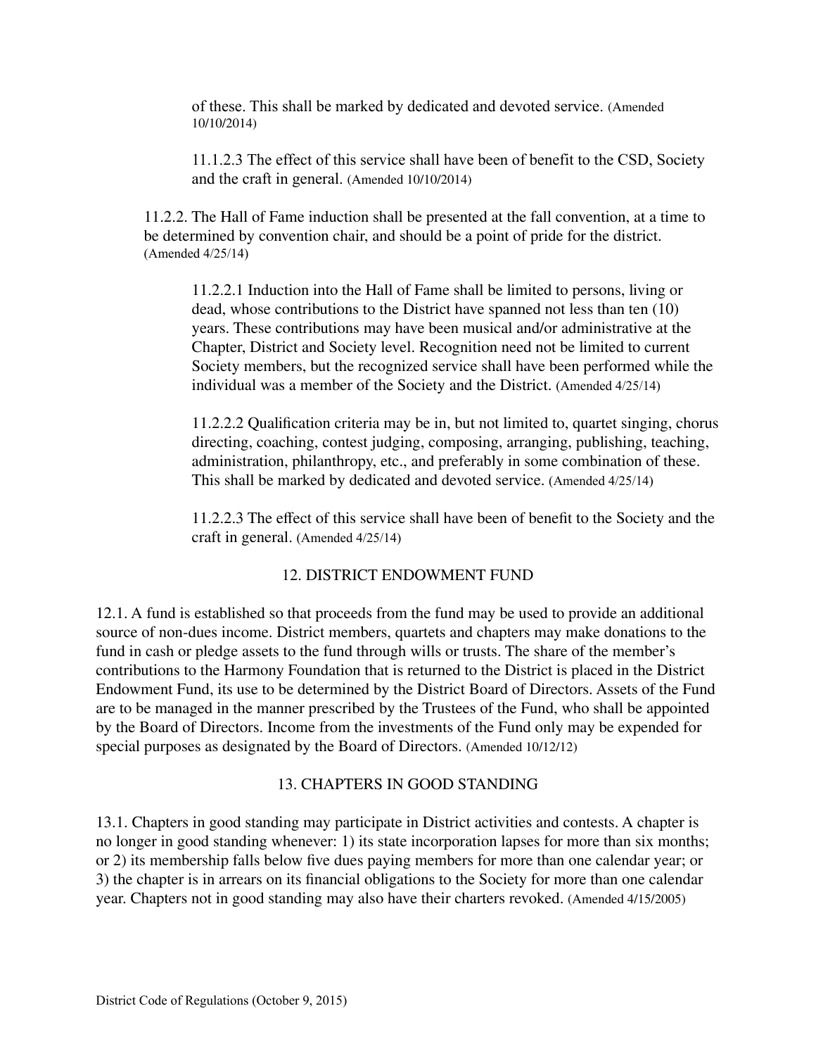of these. This shall be marked by dedicated and devoted service. (Amended 10/10/2014)

11.1.2.3 The effect of this service shall have been of benefit to the CSD, Society and the craft in general. (Amended 10/10/2014)

11.2.2. The Hall of Fame induction shall be presented at the fall convention, at a time to be determined by convention chair, and should be a point of pride for the district. (Amended 4/25/14)

11.2.2.1 Induction into the Hall of Fame shall be limited to persons, living or dead, whose contributions to the District have spanned not less than ten (10) years. These contributions may have been musical and/or administrative at the Chapter, District and Society level. Recognition need not be limited to current Society members, but the recognized service shall have been performed while the individual was a member of the Society and the District. (Amended 4/25/14)

11.2.2.2 Qualification criteria may be in, but not limited to, quartet singing, chorus directing, coaching, contest judging, composing, arranging, publishing, teaching, administration, philanthropy, etc., and preferably in some combination of these. This shall be marked by dedicated and devoted service. (Amended 4/25/14)

11.2.2.3 The effect of this service shall have been of benefit to the Society and the craft in general. (Amended 4/25/14)

## 12. DISTRICT ENDOWMENT FUND

12.1. A fund is established so that proceeds from the fund may be used to provide an additional source of non-dues income. District members, quartets and chapters may make donations to the fund in cash or pledge assets to the fund through wills or trusts. The share of the member's contributions to the Harmony Foundation that is returned to the District is placed in the District Endowment Fund, its use to be determined by the District Board of Directors. Assets of the Fund are to be managed in the manner prescribed by the Trustees of the Fund, who shall be appointed by the Board of Directors. Income from the investments of the Fund only may be expended for special purposes as designated by the Board of Directors. (Amended 10/12/12)

## 13. CHAPTERS IN GOOD STANDING

13.1. Chapters in good standing may participate in District activities and contests. A chapter is no longer in good standing whenever: 1) its state incorporation lapses for more than six months; or 2) its membership falls below five dues paying members for more than one calendar year; or 3) the chapter is in arrears on its financial obligations to the Society for more than one calendar year. Chapters not in good standing may also have their charters revoked. (Amended 4/15/2005)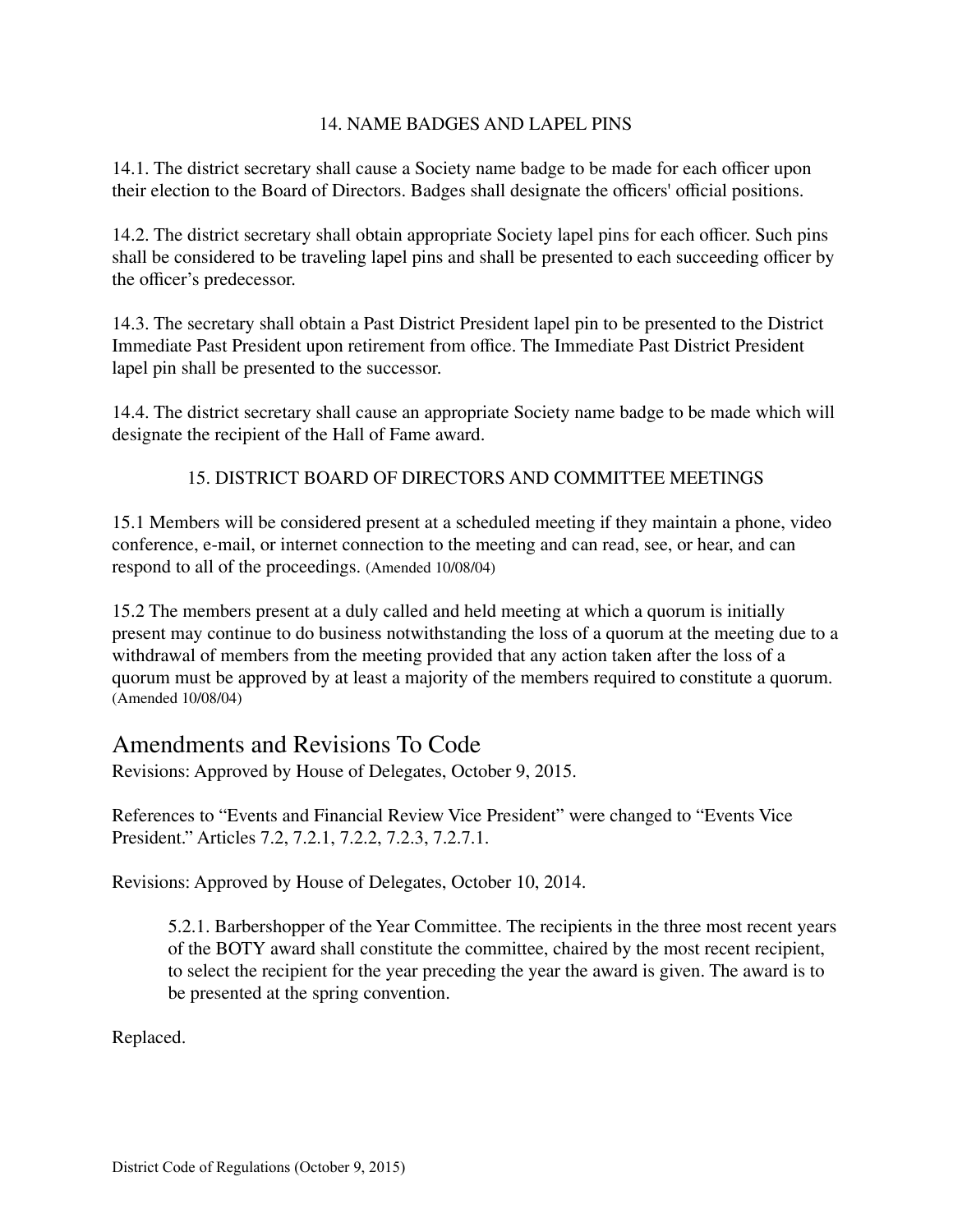## 14. NAME BADGES AND LAPEL PINS

14.1. The district secretary shall cause a Society name badge to be made for each officer upon their election to the Board of Directors. Badges shall designate the officers' official positions.

14.2. The district secretary shall obtain appropriate Society lapel pins for each officer. Such pins shall be considered to be traveling lapel pins and shall be presented to each succeeding officer by the officer's predecessor.

14.3. The secretary shall obtain a Past District President lapel pin to be presented to the District Immediate Past President upon retirement from office. The Immediate Past District President lapel pin shall be presented to the successor.

14.4. The district secretary shall cause an appropriate Society name badge to be made which will designate the recipient of the Hall of Fame award.

## 15. DISTRICT BOARD OF DIRECTORS AND COMMITTEE MEETINGS

15.1 Members will be considered present at a scheduled meeting if they maintain a phone, video conference, e-mail, or internet connection to the meeting and can read, see, or hear, and can respond to all of the proceedings. (Amended 10/08/04)

15.2 The members present at a duly called and held meeting at which a quorum is initially present may continue to do business notwithstanding the loss of a quorum at the meeting due to a withdrawal of members from the meeting provided that any action taken after the loss of a quorum must be approved by at least a majority of the members required to constitute a quorum. (Amended 10/08/04)

# Amendments and Revisions To Code

Revisions: Approved by House of Delegates, October 9, 2015.

References to "Events and Financial Review Vice President" were changed to "Events Vice President." Articles 7.2, 7.2.1, 7.2.2, 7.2.3, 7.2.7.1.

Revisions: Approved by House of Delegates, October 10, 2014.

> 5.2.1. Barbershopper of the Year Committee. The recipients in the three most recent years of the BOTY award shall constitute the committee, chaired by the most recent recipient, to select the recipient for the year preceding the year the award is given. The award is to be presented at the spring convention.

Replaced.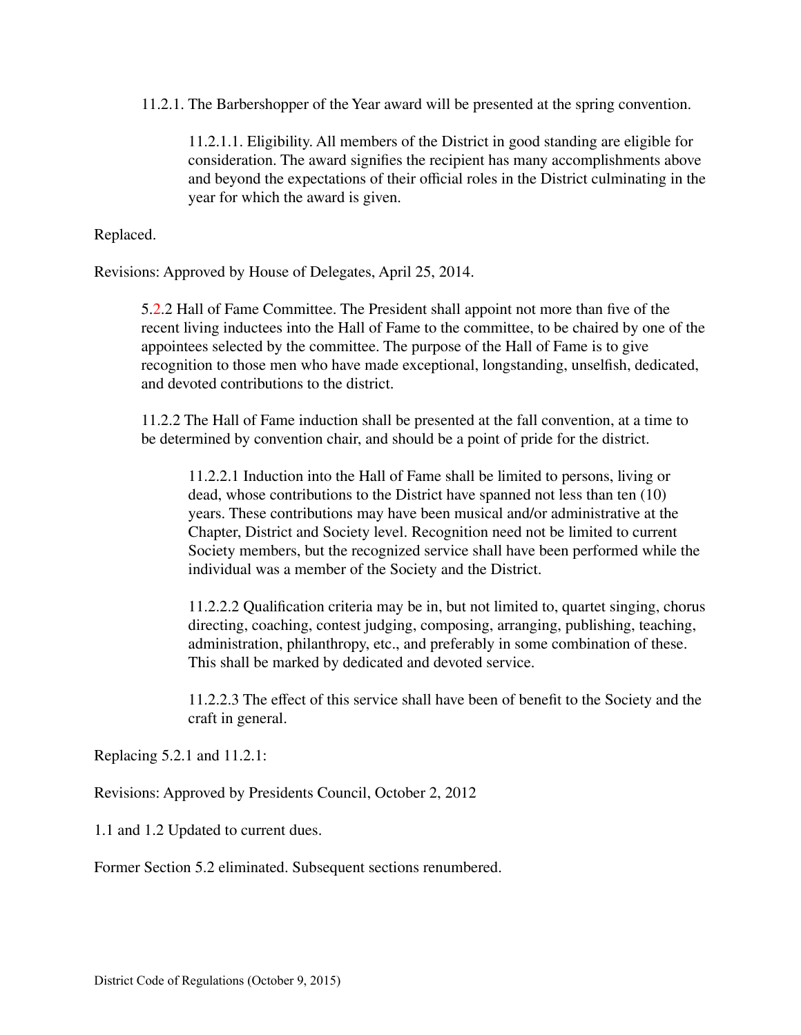11.2.1. The Barbershopper of the Year award will be presented at the spring convention.

11.2.1.1. Eligibility. All members of the District in good standing are eligible for consideration. The award signifies the recipient has many accomplishments above and beyond the expectations of their official roles in the District culminating in the year for which the award is given.

Replaced.

Revisions: Approved by House of Delegates, April 25, 2014.

5.2.2 Hall of Fame Committee. The President shall appoint not more than five of the recent living inductees into the Hall of Fame to the committee, to be chaired by one of the appointees selected by the committee. The purpose of the Hall of Fame is to give recognition to those men who have made exceptional, longstanding, unselfish, dedicated, and devoted contributions to the district.

11.2.2 The Hall of Fame induction shall be presented at the fall convention, at a time to be determined by convention chair, and should be a point of pride for the district.

11.2.2.1 Induction into the Hall of Fame shall be limited to persons, living or dead, whose contributions to the District have spanned not less than ten (10) years. These contributions may have been musical and/or administrative at the Chapter, District and Society level. Recognition need not be limited to current Society members, but the recognized service shall have been performed while the individual was a member of the Society and the District.

11.2.2.2 Qualification criteria may be in, but not limited to, quartet singing, chorus directing, coaching, contest judging, composing, arranging, publishing, teaching, administration, philanthropy, etc., and preferably in some combination of these. This shall be marked by dedicated and devoted service.

11.2.2.3 The effect of this service shall have been of benefit to the Society and the craft in general.

Replacing 5.2.1 and 11.2.1:

Revisions: Approved by Presidents Council, October 2, 2012

1.1 and 1.2 Updated to current dues.

Former Section 5.2 eliminated. Subsequent sections renumbered.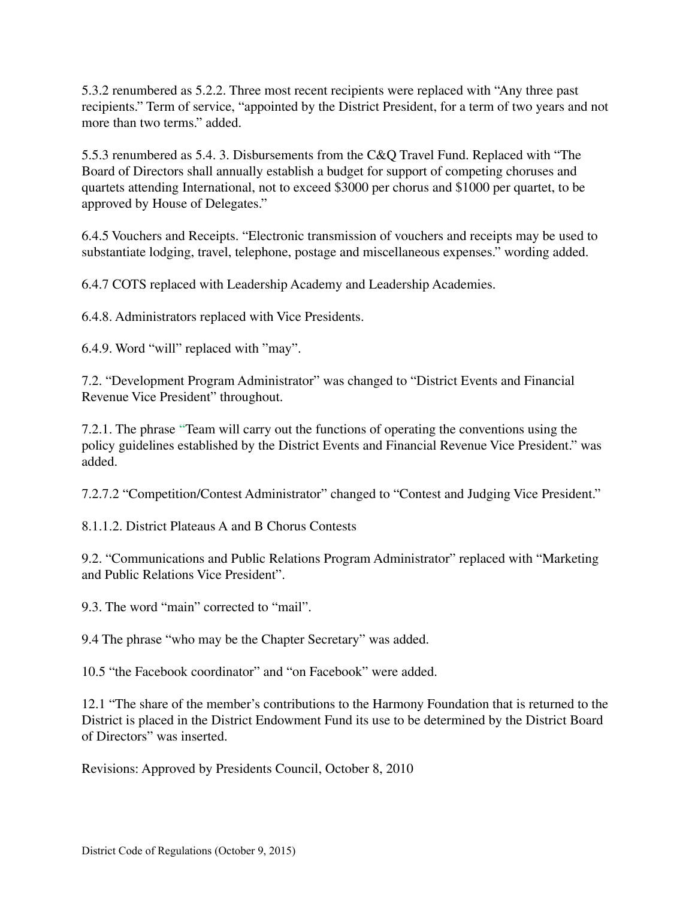5.3.2 renumbered as 5.2.2. Three most recent recipients were replaced with "Any three past recipients." Term of service, "appointed by the District President, for a term of two years and not more than two terms." added.

5.5.3 renumbered as 5.4. 3. Disbursements from the C&Q Travel Fund. Replaced with "The Board of Directors shall annually establish a budget for support of competing choruses and quartets attending International, not to exceed $3000 per chorus and $1000 per quartet, to be approved by House of Delegates."

6.4.5 Vouchers and Receipts. "Electronic transmission of vouchers and receipts may be used to substantiate lodging, travel, telephone, postage and miscellaneous expenses." wording added.

6.4.7 COTS replaced with Leadership Academy and Leadership Academies.

6.4.8. Administrators replaced with Vice Presidents.

6.4.9. Word "will" replaced with "may".

7.2. "Development Program Administrator" was changed to "District Events and Financial Revenue Vice President" throughout.

7.2.1. The phrase "Team will carry out the functions of operating the conventions using the policy guidelines established by the District Events and Financial Revenue Vice President." was added.

7.2.7.2 "Competition/Contest Administrator" changed to "Contest and Judging Vice President."

8.1.1.2. District Plateaus A and B Chorus Contests

9.2. "Communications and Public Relations Program Administrator" replaced with "Marketing and Public Relations Vice President".

9.3. The word "main" corrected to "mail".

9.4 The phrase "who may be the Chapter Secretary" was added.

10.5 "the Facebook coordinator" and "on Facebook" were added.

12.1 "The share of the member's contributions to the Harmony Foundation that is returned to the District is placed in the District Endowment Fund its use to be determined by the District Board of Directors" was inserted.

Revisions: Approved by Presidents Council, October 8, 2010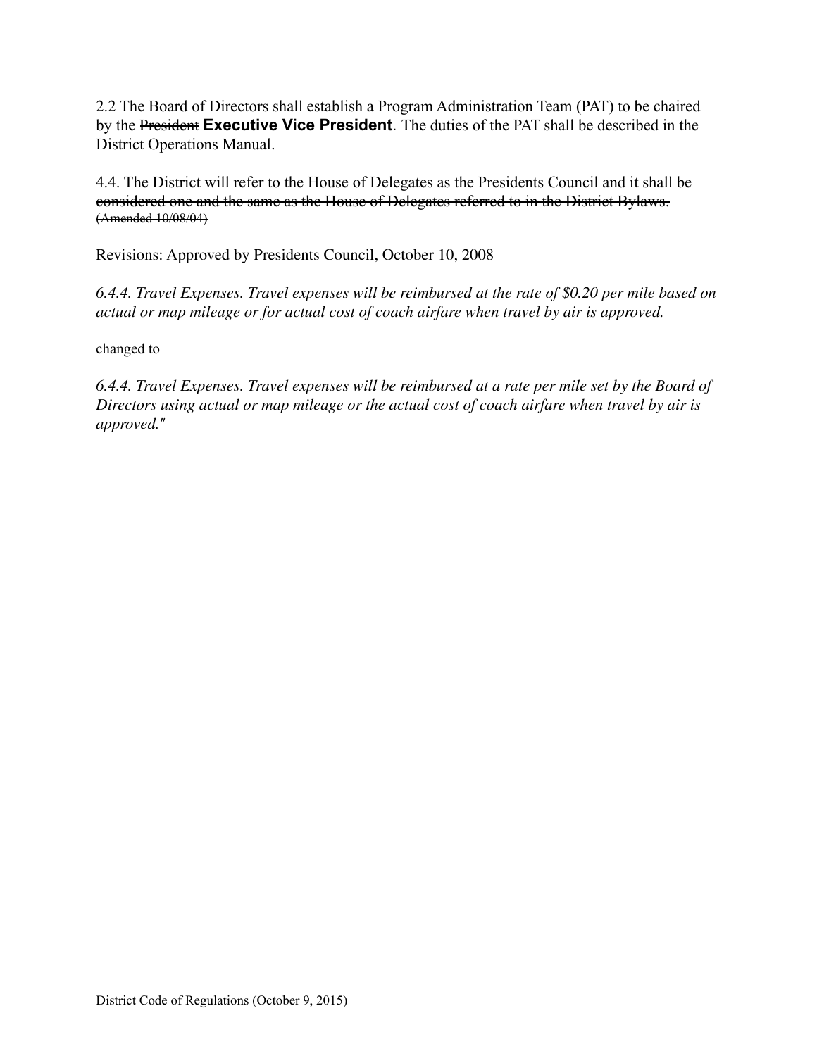2.2 The Board of Directors shall establish a Program Administration Team (PAT) to be chaired by the ~~President~~ **Executive Vice President**. The duties of the PAT shall be described in the District Operations Manual.

~~4.4. The District will refer to the House of Delegates as the Presidents Council and it shall be considered one and the same as the House of Delegates referred to in the District Bylaws. (Amended 10/08/04)~~

Revisions: Approved by Presidents Council, October 10, 2008

*6.4.4. Travel Expenses. Travel expenses will be reimbursed at the rate of $0.20 per mile based on actual or map mileage or for actual cost of coach airfare when travel by air is approved.*

changed to

*6.4.4. Travel Expenses. Travel expenses will be reimbursed at a rate per mile set by the Board of Directors using actual or map mileage or the actual cost of coach airfare when travel by air is approved."*